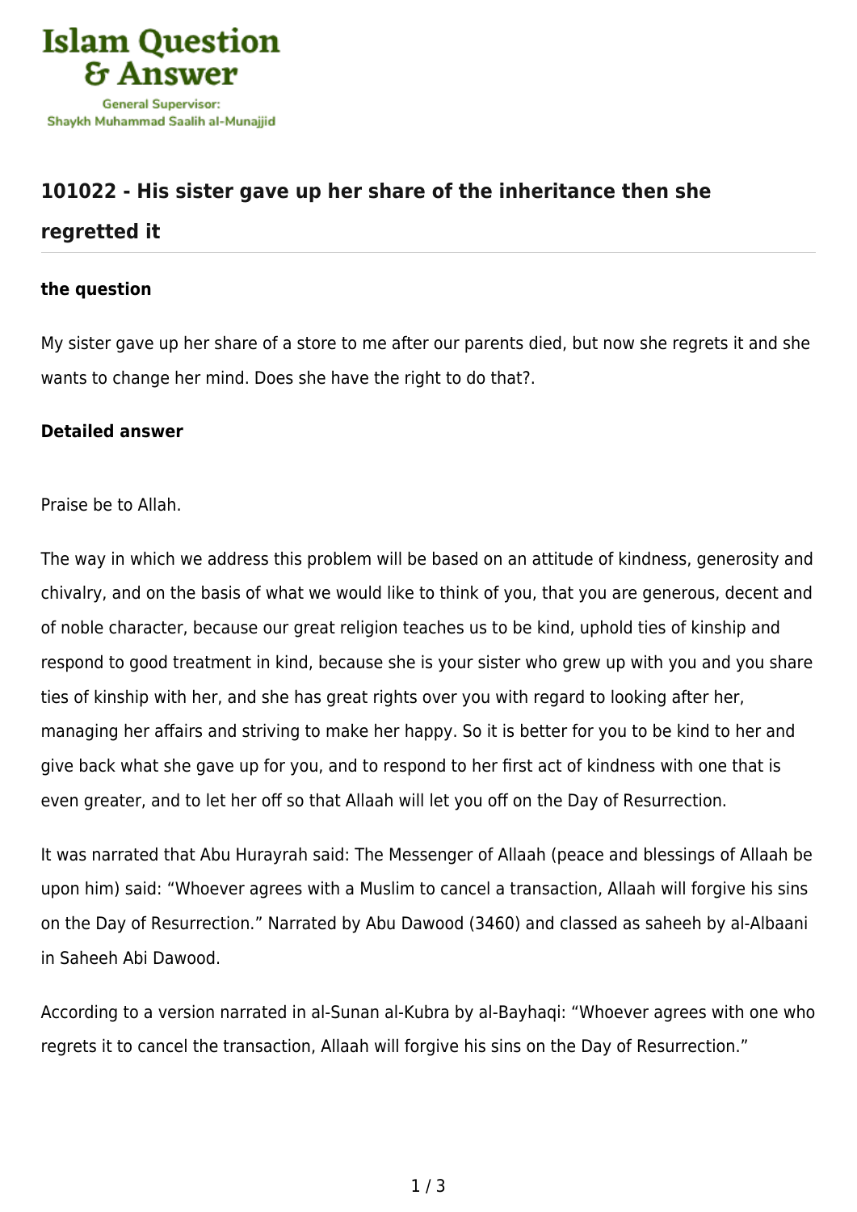# 101022 - His sister gave up her share of the inheritance then she regretted it

### the question

My sister gave up her share of a store to me after our parents died, but now she regrets it and she wants to change her mind. Does she have the right to do that?.

### Detailed answer

Praise be to Allah.

The way in which we address this problem will be based on an attitude of kindness, generosity and chivalry, and on the basis of what we would like to think of you, that you are generous, decent and of noble character, because our great religion teaches us to be kind, uphold ties of kinship and respond to good treatment in kind, because she is your sister who grew up with you and you share ties of kinship with her, and she has great rights over you with regard to looking after her, managing her affairs and striving to make her happy. So it is better for you to be kind to her and give back what she gave up for you, and to respond to her first act of kindness with one that is even greater, and to let her off so that Allaah will let you off on the Day of Resurrection.

It was narrated that Abu Hurayrah said: The Messenger of Allaah (peace and blessings of Allaah be upon him) said: "Whoever agrees with a Muslim to cancel a transaction, Allaah will forgive his sins on the Day of Resurrection." Narrated by Abu Dawood (3460) and classed as saheeh by al-Albaani in Saheeh Abi Dawood.

According to a version narrated in al-Sunan al-Kubra by al-Bayhaqi: "Whoever agrees with one who regrets it to cancel the transaction, Allaah will forgive his sins on the Day of Resurrection."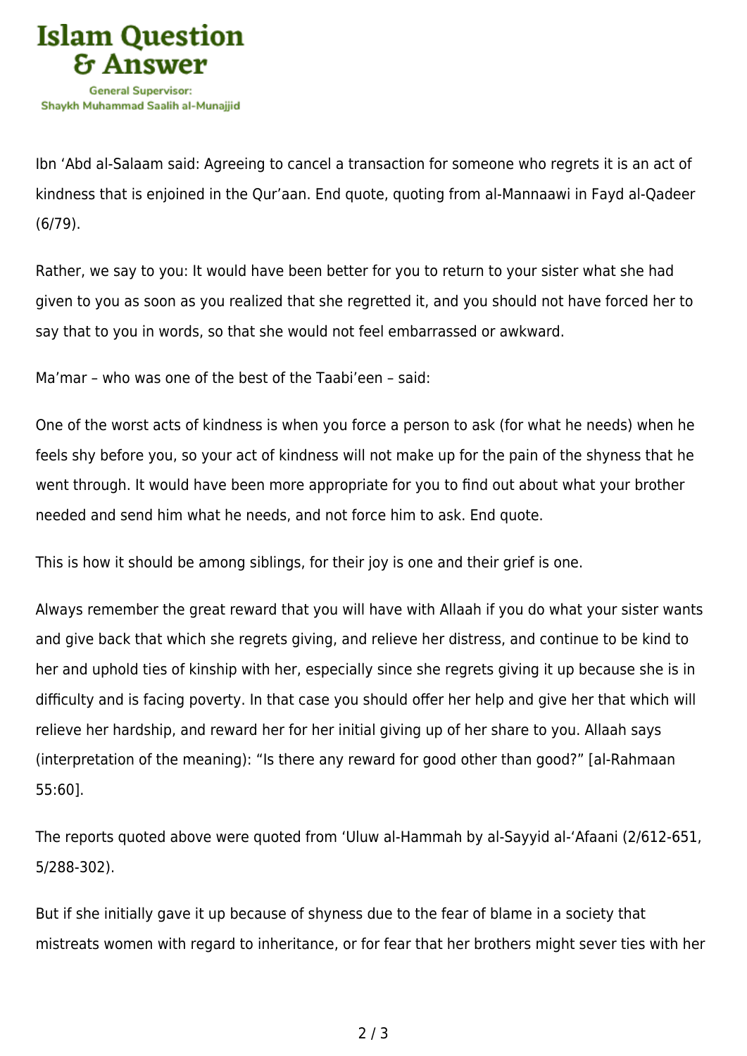Ibn ‘Abd al-Salaam said: Agreeing to cancel a transaction for someone who regrets it is an act of kindness that is enjoined in the Qur’aan. End quote, quoting from al-Mannaawi in Fayd al-Qadeer (6/79).

Rather, we say to you: It would have been better for you to return to your sister what she had given to you as soon as you realized that she regretted it, and you should not have forced her to say that to you in words, so that she would not feel embarrassed or awkward.

Ma’mar – who was one of the best of the Taabi’een – said:

One of the worst acts of kindness is when you force a person to ask (for what he needs) when he feels shy before you, so your act of kindness will not make up for the pain of the shyness that he went through. It would have been more appropriate for you to find out about what your brother needed and send him what he needs, and not force him to ask. End quote.

This is how it should be among siblings, for their joy is one and their grief is one.

Always remember the great reward that you will have with Allaah if you do what your sister wants and give back that which she regrets giving, and relieve her distress, and continue to be kind to her and uphold ties of kinship with her, especially since she regrets giving it up because she is in difficulty and is facing poverty. In that case you should offer her help and give her that which will relieve her hardship, and reward her for her initial giving up of her share to you. Allaah says (interpretation of the meaning): “Is there any reward for good other than good?” [al-Rahmaan 55:60].

The reports quoted above were quoted from ‘Uluw al-Hammah by al-Sayyid al-‘Afaani (2/612-651, 5/288-302).

But if she initially gave it up because of shyness due to the fear of blame in a society that mistreats women with regard to inheritance, or for fear that her brothers might sever ties with her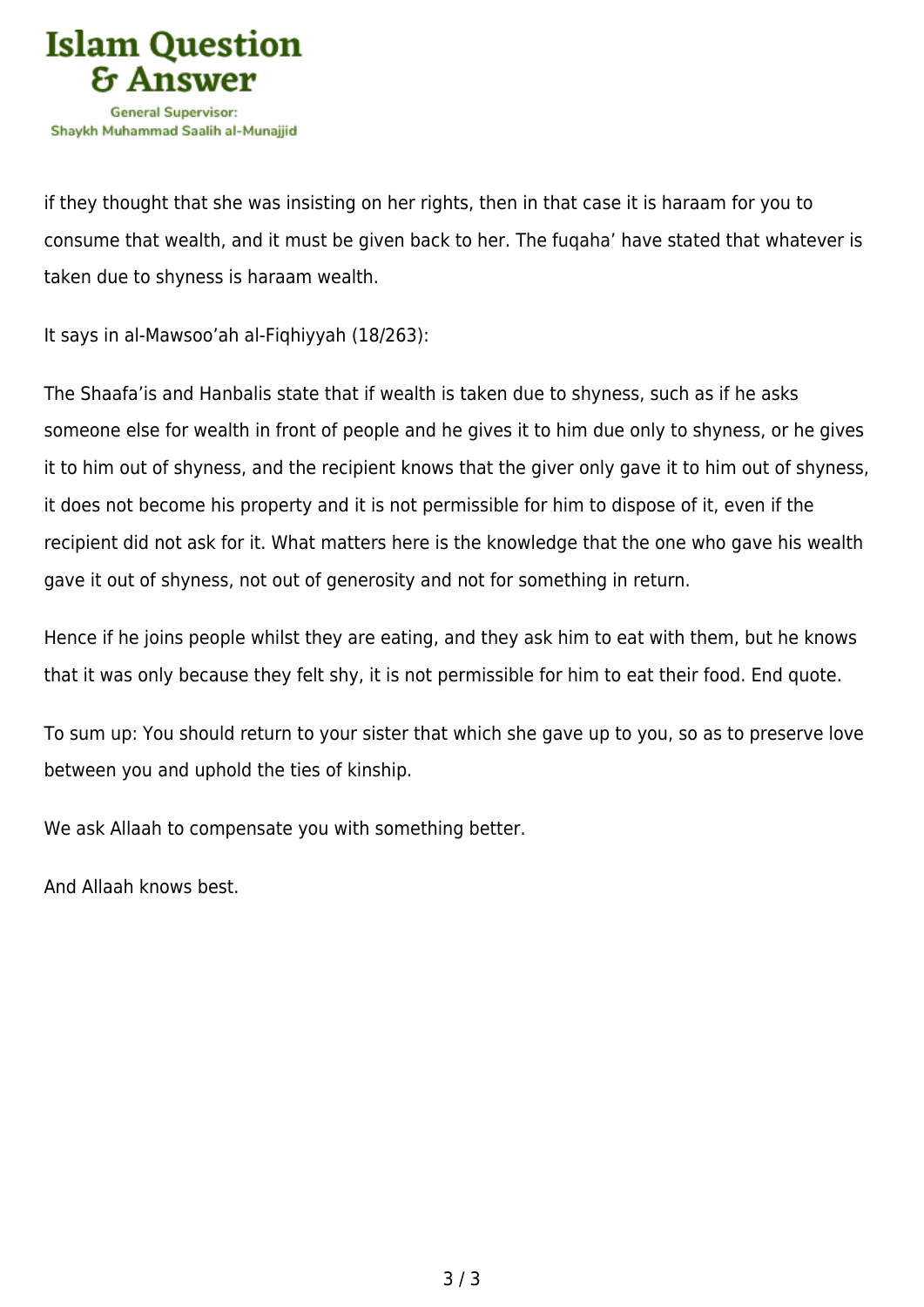if they thought that she was insisting on her rights, then in that case it is haraam for you to consume that wealth, and it must be given back to her. The fuqaha' have stated that whatever is taken due to shyness is haraam wealth.

It says in al-Mawsoo'ah al-Fiqhiyyah (18/263):

The Shaafa'is and Hanbalis state that if wealth is taken due to shyness, such as if he asks someone else for wealth in front of people and he gives it to him due only to shyness, or he gives it to him out of shyness, and the recipient knows that the giver only gave it to him out of shyness, it does not become his property and it is not permissible for him to dispose of it, even if the recipient did not ask for it. What matters here is the knowledge that the one who gave his wealth gave it out of shyness, not out of generosity and not for something in return.

Hence if he joins people whilst they are eating, and they ask him to eat with them, but he knows that it was only because they felt shy, it is not permissible for him to eat their food. End quote.

To sum up: You should return to your sister that which she gave up to you, so as to preserve love between you and uphold the ties of kinship.

We ask Allaah to compensate you with something better.

And Allaah knows best.